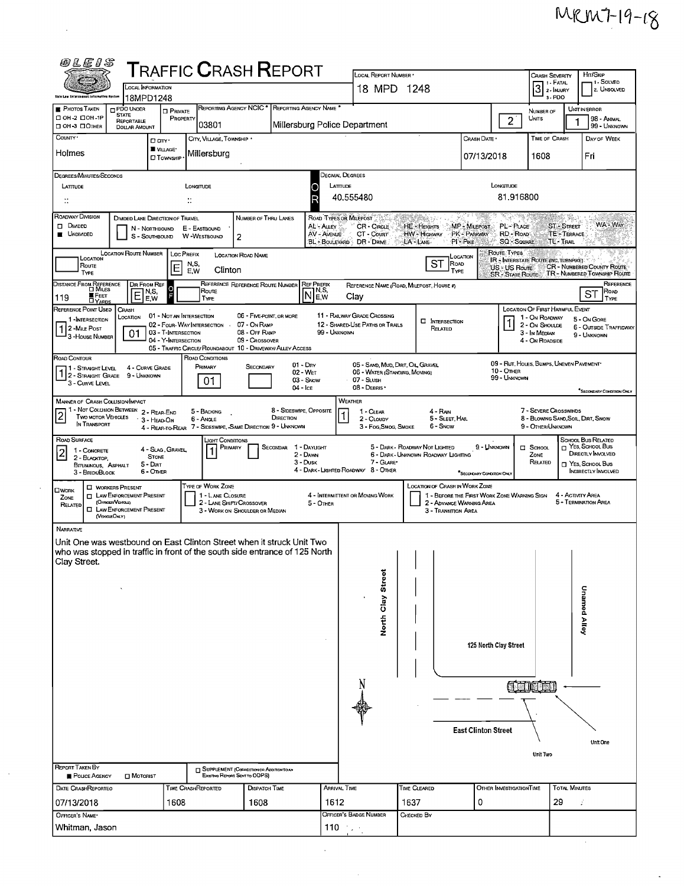MRM7-19-18

# TRAFFIC CRASH REPORT

OLEIS

| Field | Value |
|---|---|
| Local Information | 18MPD1248 |
| Local Report Number | 18 MPD 1248 |
| Crash Severity (1 - Fatal, 2 - Injury, 3 - PDO) | 3 |
| Hit/Skip (1 - Solved, 2. Unsolved) | |
| Photos Taken | ☐ OH-2 ☐ OH-1P ☐ OH-3 ☐ OTHER |
| PDO Under State Reportable Dollar Amount | ☐ |
| Private Property | ☐ |
| Reporting Agency NCIC | 03801 |
| Reporting Agency Name | Millersburg Police Department |
| Number of Units | 2 |
| Unit in Error (98 - Animal, 99 - Unknown) | 1 |
| County | Holmes |
| City / Village / Township | ☐ City ■ Village ☐ Township |
| City, Village, Township | Millersburg |
| Crash Date | 07/13/2018 |
| Time of Crash | 1608 |
| Day of Week | Fri |

**Degrees/Minutes/Seconds** — Latitude: :: Longitude: ::

**Decimal Degrees** — Latitude: 40.555480 Longitude: 81.916800

| Field | Value |
|---|---|
| Roadway Division | ☐ Divided ■ Undivided |
| Divided Lane Direction of Travel | N - Northbound, S - Southbound, E - Eastbound, W - Westbound |
| Number of Thru Lanes | 2 |

Road Types or Milepost: AL - Alley, AV - Avenue, BL - Boulevard, CR - Circle, CT - Court, DR - Drive, HE - Heights, HW - Highway, LA - Lane, MP - Milepost, PK - Parkway, PI - Pike, PL - Place, RD - Road, SQ - Square, ST - Street, TE - Terrace, TL - Trail, WA - Way

Route Types: IR - Interstate Route (Inc. Turnpike), US - US Route, SR - State Route, CR - Numbered County Route, TR - Numbered Township Route

| Field | Value |
|---|---|
| Location Route Number | |
| Loc Prefix (N,S,E,W) | E |
| Location Road Name | Clinton |
| Location Road Type | ST |
| Distance from Reference | 119 (■ Feet) |
| Dir From Ref (N,S,E,W) | E |
| Reference Route Number | |
| Ref Prefix (N,S,E,W) | N |
| Reference Name (Road, Milepost, House #) | Clay |
| Reference Road Type | ST |
| Reference Point Used (1 - Intersection, 2 - Mile Post, 3 - House Number) | 1 |
| Crash Location | 01 |
| Location of First Harmful Event | 1 |

Crash Location: 01 - Not an Intersection, 02 - Four-Way Intersection, 03 - T-Intersection, 04 - Y-Intersection, 05 - Traffic Circle/Roundabout, 06 - Five-Point, or More, 07 - On Ramp, 08 - Off Ramp, 09 - Crossover, 10 - Driveway/Alley Access, 11 - Railway Grade Crossing, 12 - Shared-Use Paths or Trails, 99 - Unknown. ☐ Intersection Related

Location of First Harmful Event: 1 - On Roadway, 2 - On Shoulder, 3 - In Median, 4 - On Roadside, 5 - On Gore, 6 - Outside Trafficway, 9 - Unknown

| Field | Value |
|---|---|
| Road Contour (1 - Straight Level, 2 - Straight Grade, 3 - Curve Level, 4 - Curve Grade, 9 - Unknown) | 1 |
| Road Conditions Primary | 01 |
| Road Conditions Secondary | |

Road Conditions: 01 - Dry, 02 - Wet, 03 - Snow, 04 - Ice, 05 - Sand, Mud, Dirt, Oil, Gravel, 06 - Water (Standing, Moving), 07 - Slush, 08 - Debris*, 09 - Rut, Holes, Bumps, Uneven Pavement*, 10 - Other, 99 - Unknown. *Secondary Condition Only

| Field | Value |
|---|---|
| Manner of Crash Collision/Impact | 2 |
| Weather | 1 |
| Road Surface | 2 |
| Light Conditions Primary | 1 |
| Light Conditions Secondary | |

Manner of Crash: 1 - Not Collision Between Two Motor Vehicles in Transport, 2 - Rear-End, 3 - Head-On, 4 - Rear-to-Rear, 5 - Backing, 6 - Angle, 7 - Sideswipe, Same Direction, 8 - Sideswipe, Opposite Direction, 9 - Unknown

Weather: 1 - Clear, 2 - Cloudy, 3 - Fog, Smog, Smoke, 4 - Rain, 5 - Sleet, Hail, 6 - Snow, 7 - Severe Crosswinds, 8 - Blowing Sand, Soil, Dirt, Snow, 9 - Other/Unknown

Road Surface: 1 - Concrete, 2 - Blacktop, Bituminous, Asphalt, 3 - Brick/Block, 4 - Slag, Gravel, Stone, 5 - Dirt, 6 - Other

Light Conditions: 1 - Daylight, 2 - Dawn, 3 - Dusk, 4 - Dark - Lighted Roadway, 5 - Dark - Roadway Not Lighted, 6 - Dark - Unknown Roadway Lighting, 7 - Glare*, 8 - Other, 9 - Unknown. *Secondary Condition Only

☐ School Zone Related. School Bus Related: ☐ Yes, School Bus Directly Involved ☐ Yes, School Bus Indirectly Involved

☐ Work Zone Related: ☐ Workers Present ☐ Law Enforcement Present (Officer/Vehicle) ☐ Law Enforcement Present (Vehicle Only)

Type of Work Zone: 1 - Lane Closure, 2 - Lane Shift/Crossover, 3 - Work on Shoulder or Median, 4 - Intermittent or Moving Work, 5 - Other

Location of Crash in Work Zone: 1 - Before the First Work Zone Warning Sign, 2 - Advance Warning Area, 3 - Transition Area, 4 - Activity Area, 5 - Termination Area

## Narrative

Unit One was westbound on East Clinton Street when it struck Unit Two who was stopped in traffic in front of the south side entrance of 125 North Clay Street.

Diagram labels: North Clay Street, Unamed Alley, 125 North Clay Street, East Clinton Street, Unit Two, Unit One, N

| Field | Value |
|---|---|
| Report Taken By | ■ Police Agency ☐ Motorist |
| Supplement (Correction or Addition to an Existing Report Sent to ODPS) | ☐ |
| Date Crash Reported | 07/13/2018 |
| Time Crash Reported | 1608 |
| Dispatch Time | 1608 |
| Arrival Time | 1612 |
| Time Cleared | 1637 |
| Other Investigation Time | 0 |
| Total Minutes | 29 |
| Officer's Name | Whitman, Jason |
| Officer's Badge Number | 110 |
| Checked By | |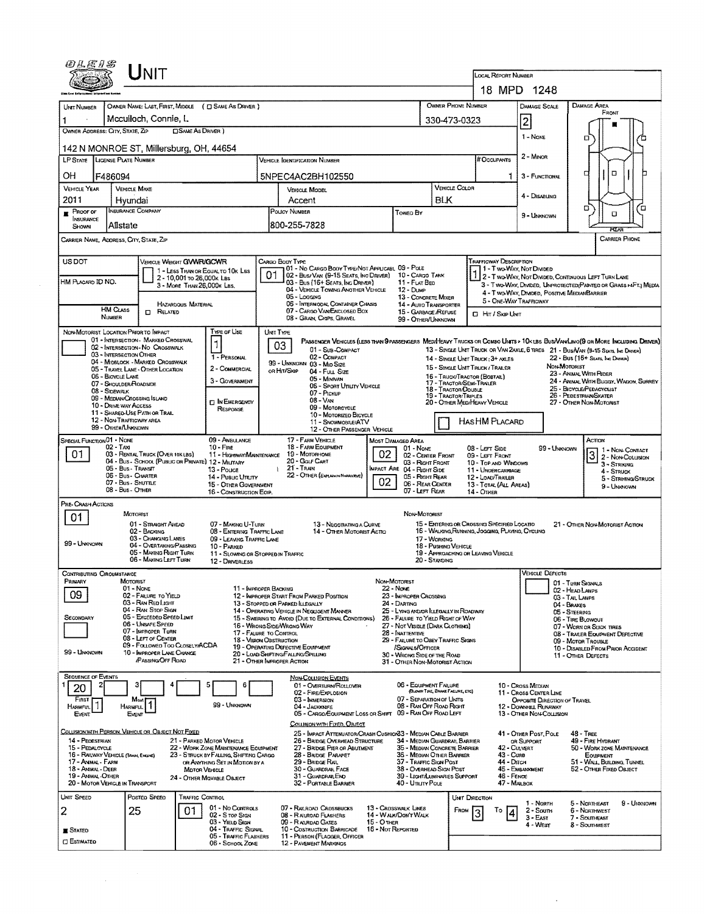# UNIT

**LOCAL REPORT NUMBER:** 18 MPD 1248

| Field | Value |
|---|---|
| UNIT NUMBER | 1 |
| OWNER NAME: LAST, FIRST, MIDDLE | Mcculloch, Connie, L. |
| OWNER PHONE NUMBER | 330-473-0323 |
| OWNER ADDRESS: CITY, STATE, ZIP | 142 N MONROE ST, Millersburg, OH, 44654 |
| DAMAGE SCALE | 2 |
| LP STATE | OH |
| LICENSE PLATE NUMBER | F486094 |
| VEHICLE IDENTIFICATION NUMBER | 5NPEC4AC2BH102550 |
| # OCCUPANTS | 1 |
| VEHICLE YEAR | 2011 |
| VEHICLE MAKE | Hyundai |
| VEHICLE MODEL | Accent |
| VEHICLE COLOR | BLK |
| PROOF OF INSURANCE SHOWN | ■ |
| INSURANCE COMPANY | Allstate |
| POLICY NUMBER | 800-255-7828 |
| TOWED BY | |
| CARRIER NAME, ADDRESS, CITY, STATE, ZIP | |
| CARRIER PHONE | |

Damage Scale: 1 - None, 2 - Minor, 3 - Functional, 4 - Disabling, 9 - Unknown

| Field | Value |
|---|---|
| US DOT | |
| HM PLACARD ID NO. | |
| HM CLASS NUMBER | |
| VEHICLE WEIGHT GVWR/GCWR | 1 - Less Than or Equal to 10K Lbs; 2 - 10,001 to 26,000K Lbs; 3 - More Than 26,000K Lbs. |
| HAZARDOUS MATERIAL | ☐ Related |
| CARGO BODY TYPE | 01 |
| TRAFFICWAY DESCRIPTION | 1 |
| HIT / SKIP UNIT | ☐ |

Cargo Body Type: 01 - No Cargo Body Type/Not Applicabl; 02 - Bus/Van (9-15 Seats, Inc Driver); 03 - Bus (16+ Seats, Inc Driver); 04 - Vehicle Towing Another Vehicle; 05 - Logging; 06 - Intermodal Container Chassis; 07 - Cargo Van/Enclosed Box; 08 - Grain, Chips, Gravel; 09 - Pole; 10 - Cargo Tank; 11 - Flat Bed; 12 - Dump; 13 - Concrete Mixer; 14 - Auto Transporter; 15 - Garbage/Refuse; 99 - Other/Unknown

Trafficway Description: 1 - Two-Way, Not Divided; 2 - Two-Way, Not Divided, Continuous Left Turn Lane; 3 - Two-Way, Divided, Unprotected (Painted or Grass >4Ft.) Media; 4 - Two-Way, Divided, Positive Median Barrier; 5 - One-Way Trafficway

| Field | Value |
|---|---|
| NON-MOTORIST LOCATION PRIOR TO IMPACT | |
| TYPE OF USE | 1 |
| UNIT TYPE | 03 |
| IN EMERGENCY RESPONSE | ☐ |
| HAS HM PLACARD | ☐ |

Non-Motorist Location Prior to Impact: 01 - Intersection - Marked Crosswal; 02 - Intersection - No Crosswalk; 03 - Intersection Other; 04 - Midblock - Marked Crosswalk; 05 - Travel Lane - Other Location; 06 - Bicycle Lane; 07 - Shoulder/Roadside; 08 - Sidewalk; 09 - Median/Crossing Island; 10 - Drive way Access; 11 - Shared-Use Path or Trail; 12 - Non-Trafficway Area; 99 - Other/Unknown

Type of Use: 1 - Personal; 2 - Commercial; 3 - Government

Unit Type: Passenger Vehicles (less than 9 passengers) 01 - Sub-Compact; 02 - Compact; 99 - Unknown 03 - Mid Size; or Hit/Skip 04 - Full Size; 05 - Minivan; 06 - Sport Utility Vehicle; 07 - Pickup; 08 - Van; 09 - Motorcycle; 10 - Motorized Bicycle; 11 - Snowmobile/ATV; 12 - Other Passenger Vehicle. Med/Heavy Trucks or Combo Units > 10K lbs: 13 - Single Unit Truck or Van 2axle, 6 Tires; 14 - Single Unit Truck; 3+ Axles; 15 - Single Unit Truck / Trailer; 16 - Truck/Tractor (Bobtail); 17 - Tractor/Semi-Trailer; 18 - Tractor/Double; 19 - Tractor/Triples; 20 - Other Med/Heavy Vehicle. Bus/Van/Limo (9 or more including driver): 21 - Bus/Van (9-15 Seats, Inc Driver); 22 - Bus (16+ Seats, Inc Driver). Non-Motorist: 23 - Animal With Rider; 24 - Animal With Buggy, Wagon, Surrey; 25 - Bicycle/Pedacyclist; 26 - Pedestrian/Skater; 27 - Other Non-Motorist

| Field | Value |
|---|---|
| SPECIAL FUNCTION | 01 |
| MOST DAMAGED AREA | 02 |
| IMPACT ARE | 02 |
| ACTION | 3 |

Special Function: 01 - None; 02 - Taxi; 03 - Rental Truck (Over 10K lbs); 04 - Bus - School (Public or Private); 05 - Bus - Transit; 06 - Bus - Charter; 07 - Bus - Shuttle; 08 - Bus - Other; 09 - Ambulance; 10 - Fire; 11 - Highway/Maintenance; 12 - Military; 13 - Police; 14 - Public Utility; 15 - Other Government; 16 - Construction Eqip.; 17 - Farm Vehicle; 18 - Farm Equipment; 19 - Motorhome; 20 - Golf Cart; 21 - Train; 22 - Other (Explain in Narrative)

Most Damaged Area: 01 - None; 02 - Center Front; 03 - Right Front; 04 - Right Side; 05 - Right Rear; 06 - Rear Center; 07 - Left Rear; 08 - Left Side; 09 - Left Front; 10 - Top and Windows; 11 - Undercarriage; 12 - Load/Trailer; 13 - Total (All Areas); 14 - Other; 99 - Unknown

Action: 1 - Non-Contact; 2 - Non-Collision; 3 - Striking; 4 - Struck; 5 - Striking/Struck; 9 - Unknown

**PRE-CRASH ACTIONS:** 01

Motorist: 01 - Straight Ahead; 02 - Backing; 03 - Changing Lanes; 04 - Overtaking/Passing; 05 - Making Right Turn; 06 - Making Left Turn; 07 - Making U-Turn; 08 - Entering Traffic Lane; 09 - Leaving Traffic Lane; 10 - Parked; 11 - Slowing or Stopped in Traffic; 12 - Driverless; 13 - Negotiating a Curve; 14 - Other Motorist Actio; 99 - Unknown

Non-Motorist: 15 - Entering or Crossing Specified Locatio; 16 - Walking, Running, Jogging, Playing, Cycling; 17 - Working; 18 - Pushing Vehicle; 19 - Approaching or Leaving Vehicle; 20 - Standing; 21 - Other Non-Motorist Action

**CONTRIBUTING CIRCUMSTANCE**

| Field | Value |
|---|---|
| PRIMARY | 09 |
| SECONDARY | |
| VEHICLE DEFECTS | |

Motorist: 01 - None; 02 - Failure to Yield; 03 - Ran Red Light; 04 - Ran Stop Sign; 05 - Exceeded Speed Limit; 06 - Unsafe Speed; 07 - Improper Turn; 08 - Left of Center; 09 - Followed Too Closely/ACDA; 10 - Improper Lane Change /Passing/Off Road; 11 - Improper Backing; 12 - Improper Start From Parked Position; 13 - Stopped or Parked Illegally; 14 - Operating Vehicle in Negligent Manner; 15 - Swering to Avoid (Due to External Conditions); 16 - Wrong Side/Wrong Way; 17 - Failure to Control; 18 - Vision Obstruction; 19 - Operating Defective Equipment; 20 - Load Shifting/Falling/Spilling; 21 - Other Improper Action; 99 - Unknown

Non-Motorist: 22 - None; 23 - Improper Crossing; 24 - Darting; 25 - Lying and/or Illegally in Roadway; 26 - Failure to Yield Right of Way; 27 - Not Visible (Dark Clothing); 28 - Inattentive; 29 - Failure to Obey Traffic Signs /Signals/Officer; 30 - Wrong Side of the Road; 31 - Other Non-Motorist Action

Vehicle Defects: 01 - Turn Signals; 02 - Head Lamps; 03 - Tail Lamps; 04 - Brakes; 05 - Steering; 06 - Tire Blowout; 07 - Worn or Slick Tires; 08 - Trailer Equipment Defective; 09 - Motor Trouble; 10 - Disabled From Prior Accident; 11 - Other Defects

**SEQUENCE OF EVENTS**

| 1 | 2 | 3 | 4 | 5 | 6 |
|---|---|---|---|---|---|
| 20 | | | | | |

First Harmful Event: 1 — Most Harmful Event: 1 — 99 - Unknown

Non-Collision Events: 01 - Overturn/Rollover; 02 - Fire/Explosion; 03 - Immersion; 04 - Jackknife; 05 - Cargo/Equipment Loss or Shift; 06 - Equipment Failure (Blown Tire, Brake Failure, etc); 07 - Separation of Units; 08 - Ran Off Road Right; 09 - Ran Off Road Left; 10 - Cross Median; 11 - Cross Center Line Opposite Direction of Travel; 12 - Downhill Runaway; 13 - Other Non-Collision

Collision with Person, Vehicle or Object Not Fixed: 14 - Pedestrian; 15 - Pedalcycle; 16 - Railway Vehicle (Train, Engine); 17 - Animal - Farm; 18 - Animal - Deer; 19 - Animal - Other; 20 - Motor Vehicle in Transport; 21 - Parked Motor Vehicle; 22 - Work Zone Maintenance Equipment; 23 - Struck by Falling, Shifting Cargo or Anything Set in Motion by a Motor Vehicle; 24 - Other Movable Object

Collision with Fixed, Object: 25 - Impact Attenuator/Crash Cushion; 26 - Bridge Overhead Structure; 27 - Bridge Pier or Abutment; 28 - Bridge Parapet; 29 - Bridge Rail; 30 - Guardrail Face; 31 - Guardrail End; 32 - Portable Barrier; 33 - Median Cable Barrier; 34 - Median Guardrail Barrier; 35 - Median Concrete Barrier; 36 - Median Other Barrier; 37 - Traffic Sign Post; 38 - Overhead Sign Post; 39 - Light/Luminaries Support; 40 - Utility Pole; 41 - Other Post, Pole or Support; 42 - Culvert; 43 - Curb; 44 - Ditch; 45 - Embankment; 46 - Fence; 47 - Mailbox; 48 - Tree; 49 - Fire Hydrant; 50 - Work Zone Maintenance Equipment; 51 - Wall, Building, Tunnel; 52 - Other Fixed Object

| Field | Value |
|---|---|
| UNIT SPEED | 2 |
| POSTED SPEED | 25 |
| TRAFFIC CONTROL | 01 |
| UNIT DIRECTION | From 3 To 4 |
| Speed | ■ Stated ☐ Estimated |

Traffic Control: 01 - No Controls; 02 - Stop Sign; 03 - Yield Sign; 04 - Traffic Signal; 05 - Traffic Flashers; 06 - School Zone; 07 - Railroad Crossbucks; 08 - Railroad Flashers; 09 - Railroad Gates; 10 - Construction Barricade; 11 - Person (Flagger, Officer); 12 - Pavement Markings; 13 - Crosswalk Lines; 14 - Walk/Don't Walk; 15 - Other; 16 - Not Reported

Unit Direction: 1 - North; 2 - South; 3 - East; 4 - West; 5 - Northeast; 6 - Northwest; 7 - Southeast; 8 - Southwest; 9 - Unknown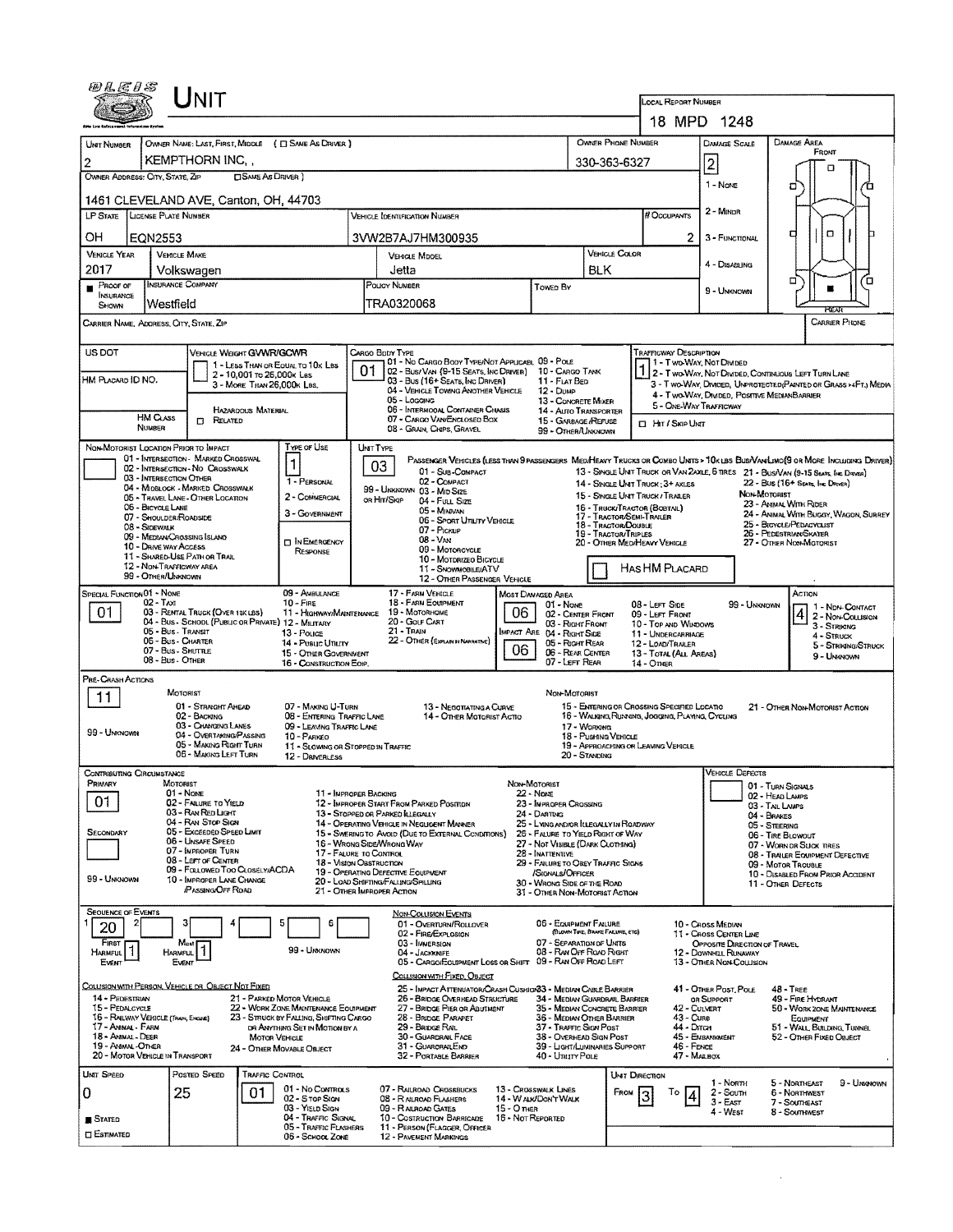# UNIT

**LOCAL REPORT NUMBER:** 18 MPD 1248

| Field | Value |
|---|---|
| Unit Number | 2 |
| Owner Name: Last, First, Middle ( ☐ Same As Driver ) | KEMPTHORN INC, , |
| Owner Phone Number | 330-363-6327 |
| Damage Scale | 2 |
| Owner Address: City, State, Zip ( ☐ Same As Driver ) | 1461 CLEVELAND AVE, Canton, OH, 44703 |
| LP State | OH |
| License Plate Number | EQN2553 |
| Vehicle Identification Number | 3VW2B7AJ7HM300935 |
| # Occupants | 2 |
| Vehicle Year | 2017 |
| Vehicle Make | Volkswagen |
| Vehicle Model | Jetta |
| Vehicle Color | BLK |
| Proof of Insurance Shown | ■ |
| Insurance Company | Westfield |
| Policy Number | TRA0320068 |
| Towed By | |
| Carrier Name, Address, City, State, Zip | |
| Carrier Phone | |

Damage Scale: 1 - None; 2 - Minor; 3 - Functional; 4 - Disabling; 9 - Unknown

Damage Area: Front / Rear

US DOT:

HM Placard ID No.:

HM Class Number: ☐ Related — Hazardous Material

Vehicle Weight GVWR/GCWR: 1 - Less Than or Equal to 10k Lbs; 2 - 10,001 to 26,000k Lbs; 3 - More Than 26,000k Lbs.

Cargo Body Type: **01** — 01 - No Cargo Body Type/Not Applicabl; 02 - Bus/Van (9-15 Seats, Inc Driver); 03 - Bus (16+ Seats, Inc Driver); 04 - Vehicle Towing Another Vehicle; 05 - Logging; 06 - Intermodal Container Chasis; 07 - Cargo Van/Enclosed Box; 08 - Grain, Chips, Gravel; 09 - Pole; 10 - Cargo Tank; 11 - Flat Bed; 12 - Dump; 13 - Concrete Mixer; 14 - Auto Transporter; 15 - Garbage/Refuse; 99 - Other/Unknown

Trafficway Description: **1** — 1 - Two-Way, Not Divided; 2 - Two-Way, Not Divided, Continuous Left Turn Lane; 3 - Two-Way, Divided, Unprotected(Painted or Grass >4Ft.) Media; 4 - Two-Way, Divided, Positive MedianBarrier; 5 - One-Way Trafficway; ☐ Hit / Skip Unit

Non-Motorist Location Prior to Impact: 01 - Intersection - Marked Crosswal; 02 - Intersection - No Crosswalk; 03 - Intersection Other; 04 - Midblock - Marked Crosswalk; 05 - Travel Lane - Other Location; 06 - Bicycle Lane; 07 - Shoulder/Roadside; 08 - Sidewalk; 09 - Median/Crossing Island; 10 - Drive way Access; 11 - Shared-Use Path or Trail; 12 - Non-Trafficway Area; 99 - Other/Unknown

Type of Use: **1** — 1 - Personal; 2 - Commercial; 3 - Government; ☐ In Emergency Response

Unit Type: **03** — Passenger Vehicles (less than 9 passengers): 01 - Sub-Compact; 02 - Compact; 99 - Unknown 03 - Mid Size or Hit/Skip; 04 - Full Size; 05 - Minivan; 06 - Sport Utility Vehicle; 07 - Pickup; 08 - Van; 09 - Motorcycle; 10 - Motorized Bicycle; 11 - Snowmobile/ATV; 12 - Other Passenger Vehicle. Med/Heavy Trucks or Combo Units > 10k lbs Bus/Van/Limo(9 or More Including Driver): 13 - Single Unit Truck or Van 2axle, 6 tires; 14 - Single Unit Truck; 3+ axles; 15 - Single Unit Truck / Trailer; 16 - Truck/Tractor (Bobtail); 17 - Tractor/Semi-Trailer; 18 - Tractor/Double; 19 - Tractor/Triples; 20 - Other Med/Heavy Vehicle; 21 - Bus/Van (9-15 Seats, Inc Driver); 22 - Bus (16+ Seats, Inc Driver). Non-Motorist: 23 - Animal With Rider; 24 - Animal With Buggy, Wagon, Surrey; 25 - Bicycle/Pedacyclist; 26 - Pedestrian/Skater; 27 - Other Non-Motorist. ☐ Has HM Placard

Special Function: **01** — 01 - None; 02 - Taxi; 03 - Rental Truck (Over 10k lbs); 04 - Bus - School (Public or Private); 05 - Bus - Transit; 06 - Bus - Charter; 07 - Bus - Shuttle; 08 - Bus - Other; 09 - Ambulance; 10 - Fire; 11 - Highway/Maintenance; 12 - Military; 13 - Police; 14 - Public Utility; 15 - Other Government; 16 - Construction Eqip.; 17 - Farm Vehicle; 18 - Farm Equipment; 19 - Motorhome; 20 - Golf Cart; 21 - Train; 22 - Other (Explain in Narrative)

Most Damaged Area: **06** — Impact Are: **06** — 01 - None; 02 - Center Front; 03 - Right Front; 04 - Right Side; 05 - Right Rear; 06 - Rear Center; 07 - Left Rear; 08 - Left Side; 09 - Left Front; 10 - Top and Windows; 11 - Undercarriage; 12 - Load/Trailer; 13 - Total (All Areas); 14 - Other; 99 - Unknown

Action: **4** — 1 - Non-Contact; 2 - Non-Collision; 3 - Striking; 4 - Struck; 5 - Striking/Struck; 9 - Unknown

Pre-Crash Actions: **11** — Motorist: 01 - Straight Ahead; 02 - Backing; 03 - Changing Lanes; 04 - Overtaking/Passing; 05 - Making Right Turn; 06 - Making Left Turn; 07 - Making U-Turn; 08 - Entering Traffic Lane; 09 - Leaving Traffic Lane; 10 - Parked; 11 - Slowing or Stopped in Traffic; 12 - Driverless; 13 - Negotiating a Curve; 14 - Other Motorist Actio; 99 - Unknown. Non-Motorist: 15 - Entering or Crossing Specified Locatio; 16 - Walking, Running, Jogging, Playing, Cycling; 17 - Working; 18 - Pushing Vehicle; 19 - Approaching or Leaving Vehicle; 20 - Standing; 21 - Other Non-Motorist Action

Contributing Circumstance: Primary **01**; Secondary — Motorist: 01 - None; 02 - Failure to Yield; 03 - Ran Red Light; 04 - Ran Stop Sign; 05 - Exceeded Speed Limit; 06 - Unsafe Speed; 07 - Improper Turn; 08 - Left of Center; 09 - Followed Too Closely/ACDA; 10 - Improper Lane Change /Passing/Off Road; 11 - Improper Backing; 12 - Improper Start From Parked Position; 13 - Stopped or Parked Illegally; 14 - Operating Vehicle in Negligent Manner; 15 - Swering to Avoid (Due to External Conditions); 16 - Wrong Side/Wrong Way; 17 - Failure to Control; 18 - Vision Obstruction; 19 - Operating Defective Equipment; 20 - Load Shifting/Falling/Spilling; 21 - Other Improper Action; 99 - Unknown. Non-Motorist: 22 - None; 23 - Improper Crossing; 24 - Darting; 25 - Lying and/or Illegally in Roadway; 26 - Failure to Yield Right of Way; 27 - Not Visible (Dark Clothing); 28 - Inattentive; 29 - Failure to Obey Traffic Signs /Signals/Officer; 30 - Wrong Side of the Road; 31 - Other Non-Motorist Action

Vehicle Defects: 01 - Turn Signals; 02 - Head Lamps; 03 - Tail Lamps; 04 - Brakes; 05 - Steering; 06 - Tire Blowout; 07 - Worn or Slick Tires; 08 - Trailer Equipment Defective; 09 - Motor Trouble; 10 - Disabled From Prior Accident; 11 - Other Defects

Sequence of Events: 1: **20**; 2; 3; 4; 5; 6 — First Harmful Event: **1**; Most Harmful Event: **1**; 99 - Unknown

Non-Collision Events: 01 - Overturn/Rollover; 02 - Fire/Explosion; 03 - Immersion; 04 - Jackknife; 05 - Cargo/Equipment Loss or Shift; 06 - Equipment Failure (Blown Tire, Brake Failure, etc); 07 - Separation of Units; 08 - Ran Off Road Right; 09 - Ran Off Road Left; 10 - Cross Median; 11 - Cross Center Line Opposite Direction of Travel; 12 - Downhill Runaway; 13 - Other Non-Collision

Collision with Person, Vehicle or Object Not Fixed: 14 - Pedestrian; 15 - Pedalcycle; 16 - Railway Vehicle (Train, Engine); 17 - Animal - Farm; 18 - Animal - Deer; 19 - Animal - Other; 20 - Motor Vehicle in Transport; 21 - Parked Motor Vehicle; 22 - Work Zone Maintenance Equipment; 23 - Struck by Falling, Shifting Cargo or Anything Set in Motion by a Motor Vehicle; 24 - Other Movable Object

Collision with Fixed, Object: 25 - Impact Attenuator/Crash Cushion; 26 - Bridge Overhead Structure; 27 - Bridge Pier or Abutment; 28 - Bridge Parapet; 29 - Bridge Rail; 30 - Guardrail Face; 31 - GuardrailEnd; 32 - Portable Barrier; 33 - Median Cable Barrier; 34 - Median Guardrail Barrier; 35 - Median Concrete Barrier; 36 - Median Other Barrier; 37 - Traffic Sign Post; 38 - Overhead Sign Post; 39 - Light/Luminaries Support; 40 - Utility Pole; 41 - Other Post, Pole or Support; 42 - Culvert; 43 - Curb; 44 - Ditch; 45 - Embankment; 46 - Fence; 47 - Mailbox; 48 - Tree; 49 - Fire Hydrant; 50 - Work Zone Maintenance Equipment; 51 - Wall, Building, Tunnel; 52 - Other Fixed Object

| Unit Speed | Posted Speed | Traffic Control | Unit Direction |
|---|---|---|---|
| 0 | 25 | 01 | From 3 To 4 |

■ Stated ☐ Estimated

Traffic Control: 01 - No Controls; 02 - Stop Sign; 03 - Yield Sign; 04 - Traffic Signal; 05 - Traffic Flashers; 06 - School Zone; 07 - Railroad Crossbucks; 08 - Railroad Flashers; 09 - Railroad Gates; 10 - Construction Barricade; 11 - Person (Flagger, Officer; 12 - Pavement Markings; 13 - Crosswalk Lines; 14 - Walk/Don't Walk; 15 - Other; 16 - Not Reported

Unit Direction: 1 - North; 2 - South; 3 - East; 4 - West; 5 - Northeast; 6 - Northwest; 7 - Southeast; 8 - Southwest; 9 - Unknown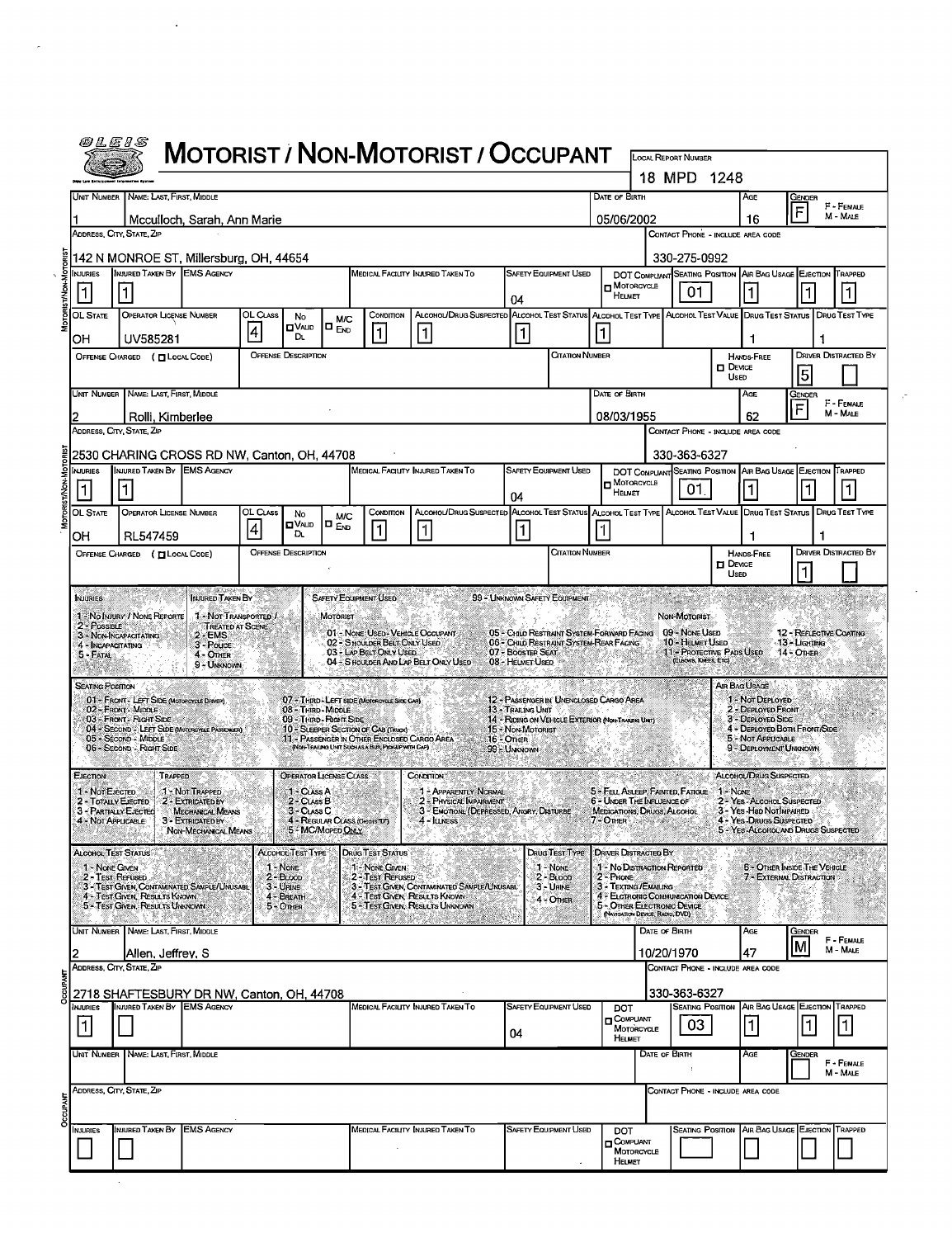# MOTORIST / NON-MOTORIST / OCCUPANT

OLEIS

Local Report Number: 18 MPD 1248

## Motorist / Non-Motorist

| Unit Number | Name: Last, First, Middle | Date of Birth | Age | Gender |
|---|---|---|---|---|
| 1 | Mcculloch, Sarah, Ann Marie | 05/06/2002 | 16 | F |

Address, City, State, Zip: 142 N MONROE ST, Millersburg, OH, 44654

Contact Phone - Include Area Code: 330-275-0992

| Injuries | Injured Taken By | EMS Agency | Medical Facility Injured Taken To | Safety Equipment Used | DOT Compliant Motorcycle Helmet | Seating Position | Air Bag Usage | Ejection | Trapped |
|---|---|---|---|---|---|---|---|---|---|
| 1 | 1 | | | 04 | | 01 | 1 | 1 | 1 |

| OL State | Operator License Number | OL Class | No Valid DL | M/C End | Condition | Alcohol/Drug Suspected | Alcohol Test Status | Alcohol Test Type | Alcohol Test Value | Drug Test Status | Drug Test Type |
|---|---|---|---|---|---|---|---|---|---|---|---|
| OH | UV585281 | 4 | | | 1 | 1 | 1 | 1 | | 1 | 1 |

| Offense Charged (Local Code) | Offense Description | Citation Number | Hands-Free Device Used | Driver Distracted By |
|---|---|---|---|---|
| | | | | 5 |

| Unit Number | Name: Last, First, Middle | Date of Birth | Age | Gender |
|---|---|---|---|---|
| 2 | Rolli, Kimberlee | 08/03/1955 | 62 | F |

Address, City, State, Zip: 2530 CHARING CROSS RD NW, Canton, OH, 44708

Contact Phone - Include Area Code: 330-363-6327

| Injuries | Injured Taken By | EMS Agency | Medical Facility Injured Taken To | Safety Equipment Used | DOT Compliant Motorcycle Helmet | Seating Position | Air Bag Usage | Ejection | Trapped |
|---|---|---|---|---|---|---|---|---|---|
| 1 | 1 | | | 04 | | 01 | 1 | 1 | 1 |

| OL State | Operator License Number | OL Class | No Valid DL | M/C End | Condition | Alcohol/Drug Suspected | Alcohol Test Status | Alcohol Test Type | Alcohol Test Value | Drug Test Status | Drug Test Type |
|---|---|---|---|---|---|---|---|---|---|---|---|
| OH | RL547459 | 4 | | | 1 | 1 | 1 | 1 | | 1 | 1 |

| Offense Charged (Local Code) | Offense Description | Citation Number | Hands-Free Device Used | Driver Distracted By |
|---|---|---|---|---|
| | | | | 1 |

## Codes

**Injuries:** 1 - No Injury / None Reported; 2 - Possible; 3 - Non-Incapacitating; 4 - Incapacitating; 5 - Fatal

**Injured Taken By:** 1 - Not Transported / Treated at Scene; 2 - EMS; 3 - Police; 4 - Other; 9 - Unknown

**Safety Equipment Used:** 99 - Unknown Safety Equipment

Motorist: 01 - None Used - Vehicle Occupant; 02 - Shoulder Belt Only Used; 03 - Lap Belt Only Used; 04 - Shoulder and Lap Belt Only Used; 05 - Child Restraint System-Forward Facing; 06 - Child Restraint System-Rear Facing; 07 - Booster Seat; 08 - Helmet Used

Non-Motorist: 09 - None Used; 10 - Helmet Used; 11 - Protective Pads Used (Elbows, Knees, Etc); 12 - Reflective Coating; 13 - Lighting; 14 - Other

**Seating Position:** 01 - Front - Left Side (Motorcycle Driver); 02 - Front - Middle; 03 - Front - Right Side; 04 - Second - Left Side (Motorcycle Passenger); 05 - Second - Middle; 06 - Second - Right Side; 07 - Third - Left Side (Motorcycle Side Car); 08 - Third - Middle; 09 - Third - Right Side; 10 - Sleeper Section of Cab (Truck); 11 - Passenger in Other Enclosed Cargo Area (Non-Trailing Unit Such as a Bus, Pickup with Cap); 12 - Passenger in Unenclosed Cargo Area; 13 - Trailing Unit; 14 - Riding on Vehicle Exterior (Non-Trailing Unit); 15 - Non-Motorist; 16 - Other; 99 - Unknown

**Air Bag Usage:** 1 - Not Deployed; 2 - Deployed Front; 3 - Deployed Side; 4 - Deployed Both Front/Side; 5 - Not Applicable; 9 - Deployment Unknown

**Ejection:** 1 - Not Ejected; 2 - Totally Ejected; 3 - Partially Ejected; 4 - Not Applicable

**Trapped:** 1 - Not Trapped; 2 - Extricated by Mechanical Means; 3 - Extricated by Non-Mechanical Means

**Operator License Class:** 1 - Class A; 2 - Class B; 3 - Class C; 4 - Regular Class (Ohio is "D"); 5 - M/C Moped Only

**Condition:** 1 - Apparently Normal; 2 - Physical Impairment; 3 - Emotional (Depressed, Angry, Disturbed); 4 - Illness; 5 - Fell Asleep, Fainted, Fatigue; 6 - Under the Influence of Medications, Drugs, Alcohol; 7 - Other

**Alcohol/Drug Suspected:** 1 - None; 2 - Yes - Alcohol Suspected; 3 - Yes - HBD Not Impaired; 4 - Yes - Drugs Suspected; 5 - Yes - Alcohol and Drugs Suspected

**Alcohol Test Status:** 1 - None Given; 2 - Test Refused; 3 - Test Given, Contaminated Sample/Unusable; 4 - Test Given, Results Known; 5 - Test Given, Results Unknown

**Alcohol Test Type:** 1 - None; 2 - Blood; 3 - Urine; 4 - Breath; 5 - Other

**Drug Test Status:** 1 - None Given; 2 - Test Refused; 3 - Test Given, Contaminated Sample/Unusable; 4 - Test Given, Results Known; 5 - Test Given, Results Unknown

**Drug Test Type:** 1 - None; 2 - Blood; 3 - Urine; 4 - Other

**Driver Distracted By:** 1 - No Distraction Reported; 2 - Phone; 3 - Texting / Emailing; 4 - Electronic Communication Device; 5 - Other Electronic Device (Navigation Device, Radio, DVD); 6 - Other Inside the Vehicle; 7 - External Distraction

## Occupant

| Unit Number | Name: Last, First, Middle | Date of Birth | Age | Gender |
|---|---|---|---|---|
| 2 | Allen, Jeffrey, S | 10/20/1970 | 47 | M |

Address, City, State, Zip: 2718 SHAFTESBURY DR NW, Canton, OH, 44708

Contact Phone - Include Area Code: 330-363-6327

| Injuries | Injured Taken By | EMS Agency | Medical Facility Injured Taken To | Safety Equipment Used | DOT Compliant Motorcycle Helmet | Seating Position | Air Bag Usage | Ejection | Trapped |
|---|---|---|---|---|---|---|---|---|---|
| 1 | | | | 04 | | 03 | 1 | 1 | 1 |

| Unit Number | Name: Last, First, Middle | Date of Birth | Age | Gender |
|---|---|---|---|---|
| | | | | |

Address, City, State, Zip:

Contact Phone - Include Area Code:

| Injuries | Injured Taken By | EMS Agency | Medical Facility Injured Taken To | Safety Equipment Used | DOT Compliant Motorcycle Helmet | Seating Position | Air Bag Usage | Ejection | Trapped |
|---|---|---|---|---|---|---|---|---|---|
| | | | | | | | | | |